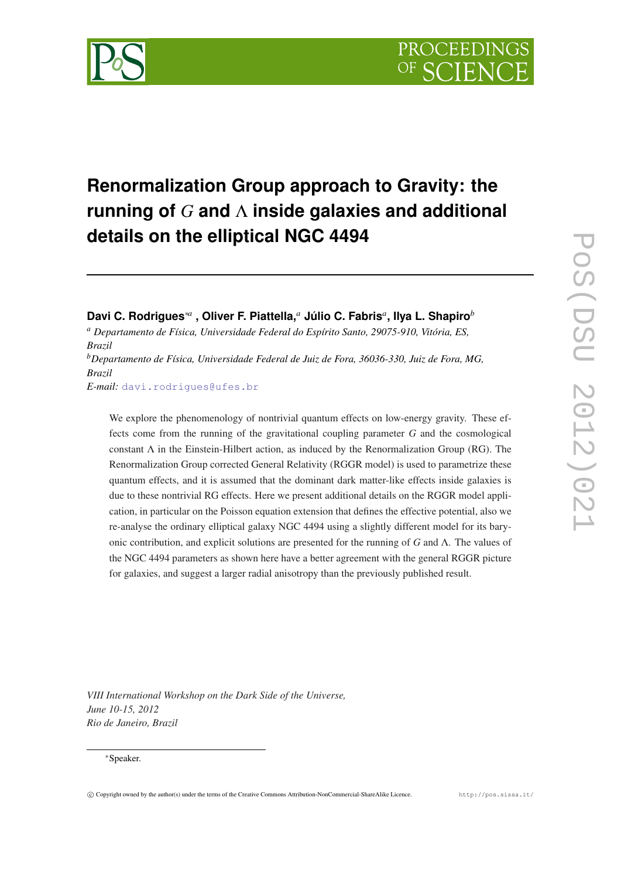# Renormalization Group approach to Gravity: the running of $G$ and $\Lambda$ inside galaxies and additional details on the elliptical NGC 4494

**Davi C. Rodrigues**[*a] **, Oliver F. Piattella,**[a] **Júlio C. Fabris**[a]**, Ilya L. Shapiro**[b]

[a] *Departamento de Física, Universidade Federal do Espírito Santo, 29075-910, Vitória, ES, Brazil*

[b] *Departamento de Física, Universidade Federal de Juiz de Fora, 36036-330, Juiz de Fora, MG, Brazil*

*E-mail:* davi.rodrigues@ufes.br

We explore the phenomenology of nontrivial quantum effects on low-energy gravity. These effects come from the running of the gravitational coupling parameter $G$ and the cosmological constant $\Lambda$ in the Einstein-Hilbert action, as induced by the Renormalization Group (RG). The Renormalization Group corrected General Relativity (RGGR model) is used to parametrize these quantum effects, and it is assumed that the dominant dark matter-like effects inside galaxies is due to these nontrivial RG effects. Here we present additional details on the RGGR model application, in particular on the Poisson equation extension that defines the effective potential, also we re-analyse the ordinary elliptical galaxy NGC 4494 using a slightly different model for its baryonic contribution, and explicit solutions are presented for the running of $G$ and $\Lambda$. The values of the NGC 4494 parameters as shown here have a better agreement with the general RGGR picture for galaxies, and suggest a larger radial anisotropy than the previously published result.

*VIII International Workshop on the Dark Side of the Universe,*
*June 10-15, 2012*
*Rio de Janeiro, Brazil*

---

[*] Speaker.

© Copyright owned by the author(s) under the terms of the Creative Commons Attribution-NonCommercial-ShareAlike Licence.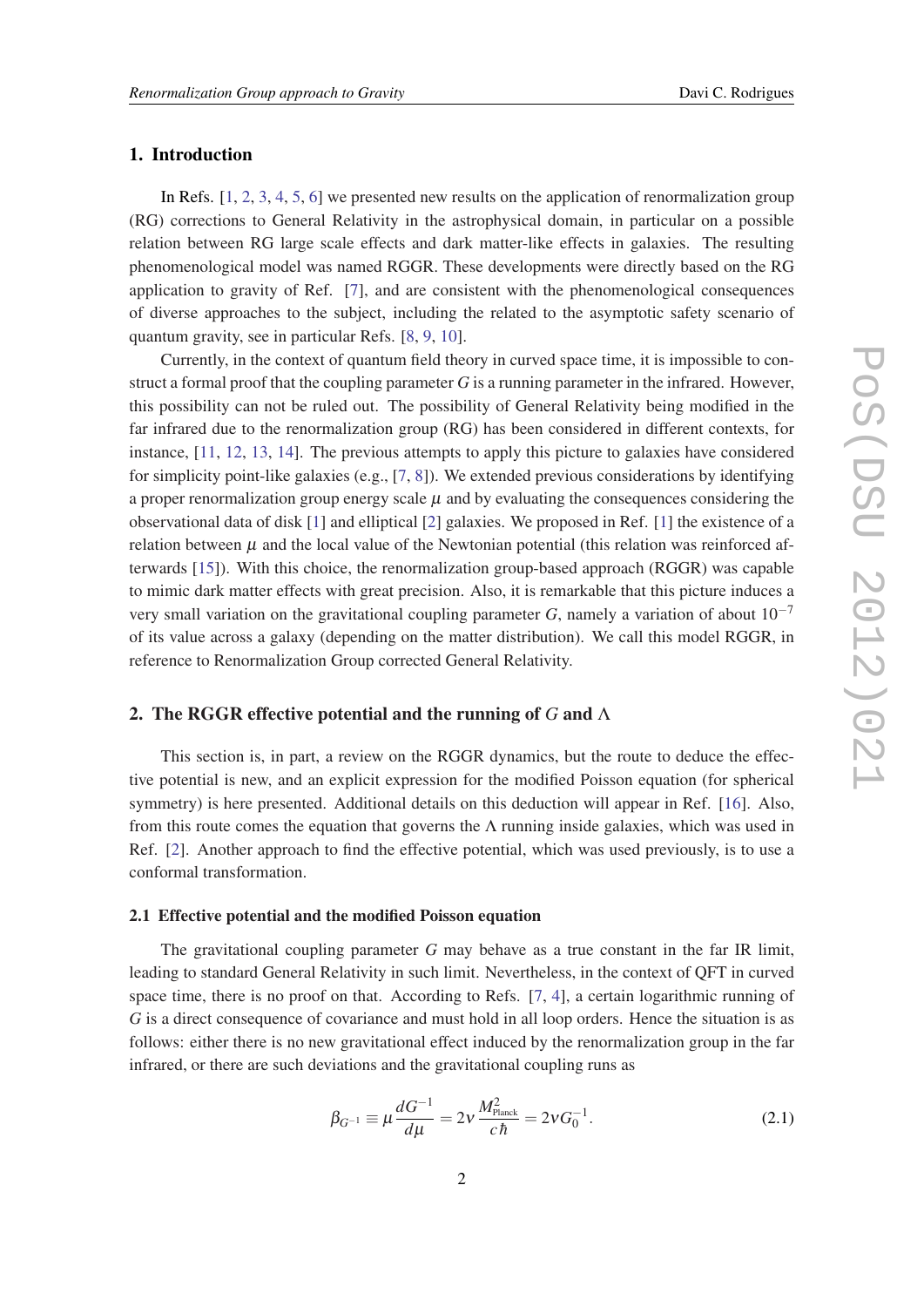## 1. Introduction

In Refs. [1, 2, 3, 4, 5, 6] we presented new results on the application of renormalization group (RG) corrections to General Relativity in the astrophysical domain, in particular on a possible relation between RG large scale effects and dark matter-like effects in galaxies. The resulting phenomenological model was named RGGR. These developments were directly based on the RG application to gravity of Ref. [7], and are consistent with the phenomenological consequences of diverse approaches to the subject, including the related to the asymptotic safety scenario of quantum gravity, see in particular Refs. [8, 9, 10].

Currently, in the context of quantum field theory in curved space time, it is impossible to construct a formal proof that the coupling parameter $G$ is a running parameter in the infrared. However, this possibility can not be ruled out. The possibility of General Relativity being modified in the far infrared due to the renormalization group (RG) has been considered in different contexts, for instance, [11, 12, 13, 14]. The previous attempts to apply this picture to galaxies have considered for simplicity point-like galaxies (e.g., [7, 8]). We extended previous considerations by identifying a proper renormalization group energy scale $\mu$ and by evaluating the consequences considering the observational data of disk [1] and elliptical [2] galaxies. We proposed in Ref. [1] the existence of a relation between $\mu$ and the local value of the Newtonian potential (this relation was reinforced afterwards [15]). With this choice, the renormalization group-based approach (RGGR) was capable to mimic dark matter effects with great precision. Also, it is remarkable that this picture induces a very small variation on the gravitational coupling parameter $G$, namely a variation of about $10^{-7}$ of its value across a galaxy (depending on the matter distribution). We call this model RGGR, in reference to Renormalization Group corrected General Relativity.

## 2. The RGGR effective potential and the running of $G$ and $\Lambda$

This section is, in part, a review on the RGGR dynamics, but the route to deduce the effective potential is new, and an explicit expression for the modified Poisson equation (for spherical symmetry) is here presented. Additional details on this deduction will appear in Ref. [16]. Also, from this route comes the equation that governs the $\Lambda$ running inside galaxies, which was used in Ref. [2]. Another approach to find the effective potential, which was used previously, is to use a conformal transformation.

### 2.1 Effective potential and the modified Poisson equation

The gravitational coupling parameter $G$ may behave as a true constant in the far IR limit, leading to standard General Relativity in such limit. Nevertheless, in the context of QFT in curved space time, there is no proof on that. According to Refs. [7, 4], a certain logarithmic running of $G$ is a direct consequence of covariance and must hold in all loop orders. Hence the situation is as follows: either there is no new gravitational effect induced by the renormalization group in the far infrared, or there are such deviations and the gravitational coupling runs as

$$\beta_{G^{-1}} \equiv \mu \frac{dG^{-1}}{d\mu} = 2\nu \frac{M^2_{\text{Planck}}}{c\hbar} = 2\nu G_0^{-1}. \tag{2.1}$$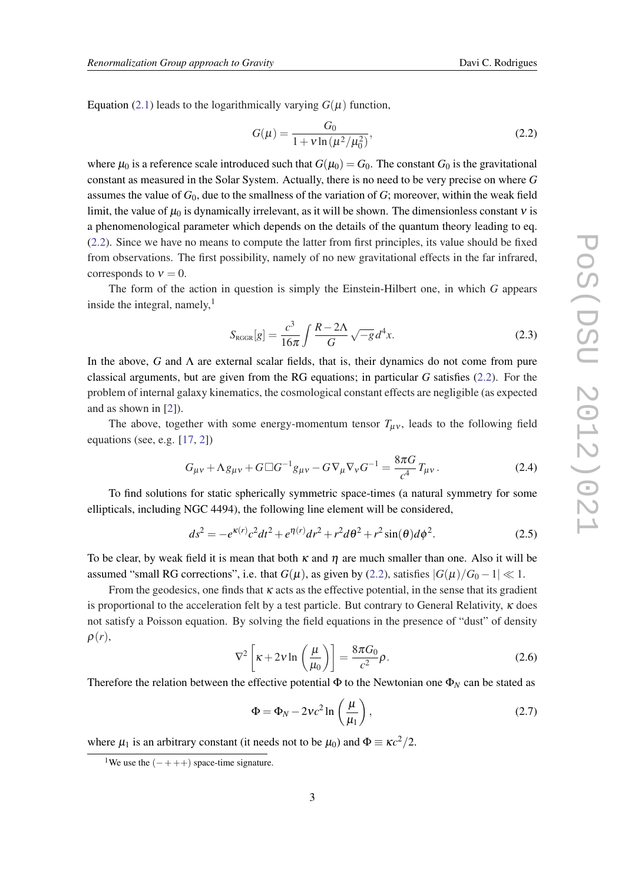Equation (2.1) leads to the logarithmically varying $G(\mu)$ function,

$$G(\mu) = \frac{G_0}{1 + \nu \ln(\mu^2/\mu_0^2)}, \tag{2.2}$$

where $\mu_0$ is a reference scale introduced such that $G(\mu_0) = G_0$. The constant $G_0$ is the gravitational constant as measured in the Solar System. Actually, there is no need to be very precise on where $G$ assumes the value of $G_0$, due to the smallness of the variation of $G$; moreover, within the weak field limit, the value of $\mu_0$ is dynamically irrelevant, as it will be shown. The dimensionless constant $\nu$ is a phenomenological parameter which depends on the details of the quantum theory leading to eq. (2.2). Since we have no means to compute the latter from first principles, its value should be fixed from observations. The first possibility, namely of no new gravitational effects in the far infrared, corresponds to $\nu = 0$.

The form of the action in question is simply the Einstein-Hilbert one, in which $G$ appears inside the integral, namely,[1]

$$S_{\text{RGGR}}[g] = \frac{c^3}{16\pi} \int \frac{R - 2\Lambda}{G} \sqrt{-g}\, d^4x. \tag{2.3}$$

In the above, $G$ and $\Lambda$ are external scalar fields, that is, their dynamics do not come from pure classical arguments, but are given from the RG equations; in particular $G$ satisfies (2.2). For the problem of internal galaxy kinematics, the cosmological constant effects are negligible (as expected and as shown in [2]).

The above, together with some energy-momentum tensor $T_{\mu\nu}$, leads to the following field equations (see, e.g. [17, 2])

$$G_{\mu\nu} + \Lambda g_{\mu\nu} + G \Box G^{-1} g_{\mu\nu} - G \nabla_\mu \nabla_\nu G^{-1} = \frac{8\pi G}{c^4} T_{\mu\nu}\,. \tag{2.4}$$

To find solutions for static spherically symmetric space-times (a natural symmetry for some ellipticals, including NGC 4494), the following line element will be considered,

$$ds^2 = -e^{\kappa(r)} c^2 dt^2 + e^{\eta(r)} dr^2 + r^2 d\theta^2 + r^2 \sin(\theta) d\phi^2. \tag{2.5}$$

To be clear, by weak field it is mean that both $\kappa$ and $\eta$ are much smaller than one. Also it will be assumed "small RG corrections", i.e. that $G(\mu)$, as given by (2.2), satisfies $|G(\mu)/G_0 - 1| \ll 1$.

From the geodesics, one finds that $\kappa$ acts as the effective potential, in the sense that its gradient is proportional to the acceleration felt by a test particle. But contrary to General Relativity, $\kappa$ does not satisfy a Poisson equation. By solving the field equations in the presence of "dust" of density $\rho(r)$,

$$\nabla^2 \left[ \kappa + 2\nu \ln\left(\frac{\mu}{\mu_0}\right) \right] = \frac{8\pi G_0}{c^2} \rho. \tag{2.6}$$

Therefore the relation between the effective potential $\Phi$ to the Newtonian one $\Phi_N$ can be stated as

$$\Phi = \Phi_N - 2\nu c^2 \ln\left(\frac{\mu}{\mu_1}\right), \tag{2.7}$$

where $\mu_1$ is an arbitrary constant (it needs not to be $\mu_0$) and $\Phi \equiv \kappa c^2/2$.

[1] We use the $(-+++)$ space-time signature.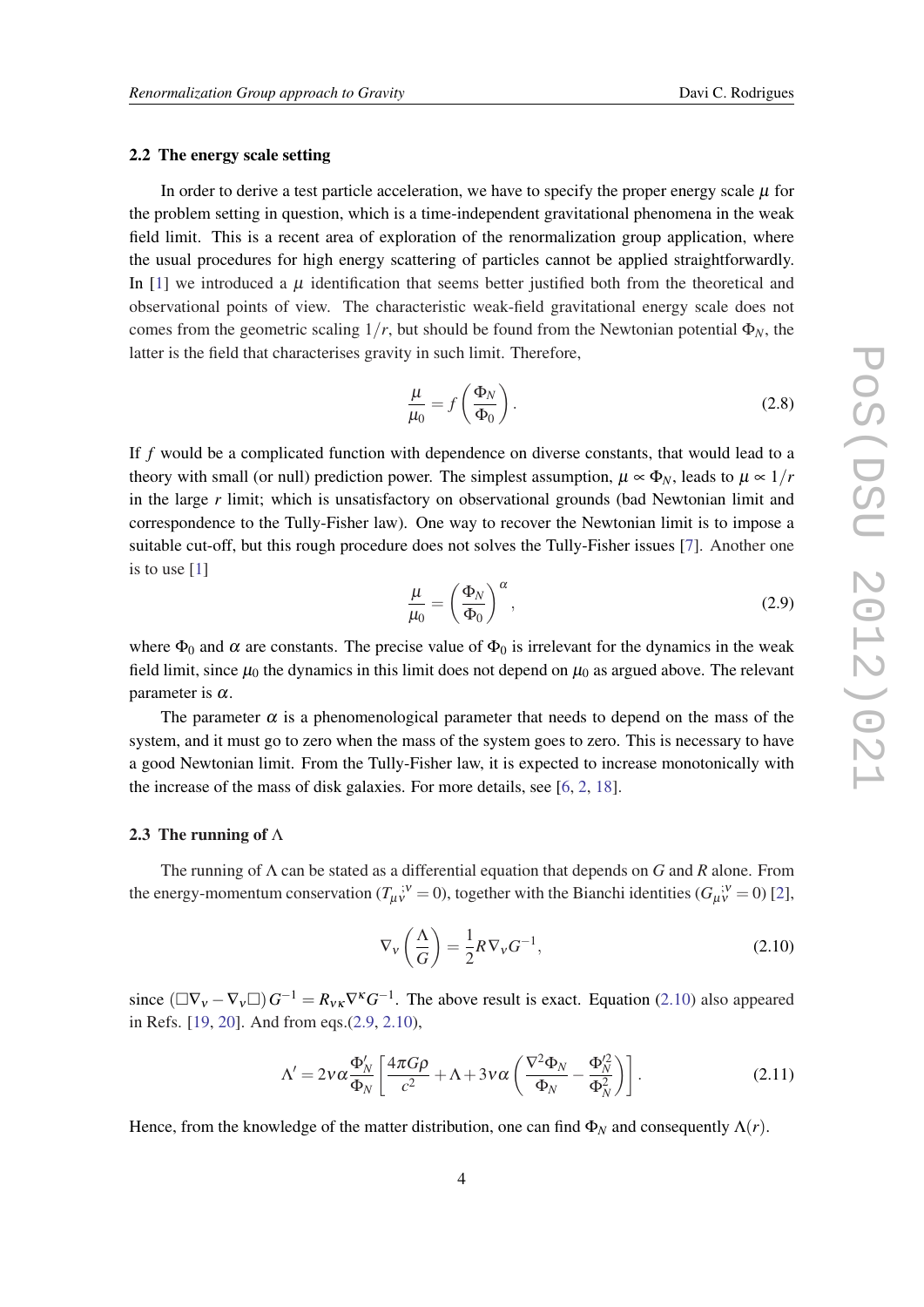### 2.2 The energy scale setting

In order to derive a test particle acceleration, we have to specify the proper energy scale $\mu$ for the problem setting in question, which is a time-independent gravitational phenomena in the weak field limit. This is a recent area of exploration of the renormalization group application, where the usual procedures for high energy scattering of particles cannot be applied straightforwardly. In [1] we introduced a $\mu$ identification that seems better justified both from the theoretical and observational points of view. The characteristic weak-field gravitational energy scale does not comes from the geometric scaling $1/r$, but should be found from the Newtonian potential $\Phi_N$, the latter is the field that characterises gravity in such limit. Therefore,

$$\frac{\mu}{\mu_0} = f\left(\frac{\Phi_N}{\Phi_0}\right). \tag{2.8}$$

If $f$ would be a complicated function with dependence on diverse constants, that would lead to a theory with small (or null) prediction power. The simplest assumption, $\mu \propto \Phi_N$, leads to $\mu \propto 1/r$ in the large $r$ limit; which is unsatisfactory on observational grounds (bad Newtonian limit and correspondence to the Tully-Fisher law). One way to recover the Newtonian limit is to impose a suitable cut-off, but this rough procedure does not solves the Tully-Fisher issues [7]. Another one is to use [1]

$$\frac{\mu}{\mu_0} = \left(\frac{\Phi_N}{\Phi_0}\right)^{\alpha}, \tag{2.9}$$

where $\Phi_0$ and $\alpha$ are constants. The precise value of $\Phi_0$ is irrelevant for the dynamics in the weak field limit, since $\mu_0$ the dynamics in this limit does not depend on $\mu_0$ as argued above. The relevant parameter is $\alpha$.

The parameter $\alpha$ is a phenomenological parameter that needs to depend on the mass of the system, and it must go to zero when the mass of the system goes to zero. This is necessary to have a good Newtonian limit. From the Tully-Fisher law, it is expected to increase monotonically with the increase of the mass of disk galaxies. For more details, see [6, 2, 18].

### 2.3 The running of $\Lambda$

The running of $\Lambda$ can be stated as a differential equation that depends on $G$ and $R$ alone. From the energy-momentum conservation ($T_{\mu\nu}{}^{;\nu} = 0$), together with the Bianchi identities ($G_{\mu\nu}{}^{;\nu} = 0$) [2],

$$\nabla_\nu \left(\frac{\Lambda}{G}\right) = \frac{1}{2} R \nabla_\nu G^{-1}, \tag{2.10}$$

since $(\Box \nabla_\nu - \nabla_\nu \Box) G^{-1} = R_{\nu\kappa} \nabla^\kappa G^{-1}$. The above result is exact. Equation (2.10) also appeared in Refs. [19, 20]. And from eqs.(2.9, 2.10),

$$\Lambda' = 2\nu\alpha \frac{\Phi_N'}{\Phi_N} \left[\frac{4\pi G \rho}{c^2} + \Lambda + 3\nu\alpha \left(\frac{\nabla^2 \Phi_N}{\Phi_N} - \frac{\Phi_N'^2}{\Phi_N^2}\right)\right]. \tag{2.11}$$

Hence, from the knowledge of the matter distribution, one can find $\Phi_N$ and consequently $\Lambda(r)$.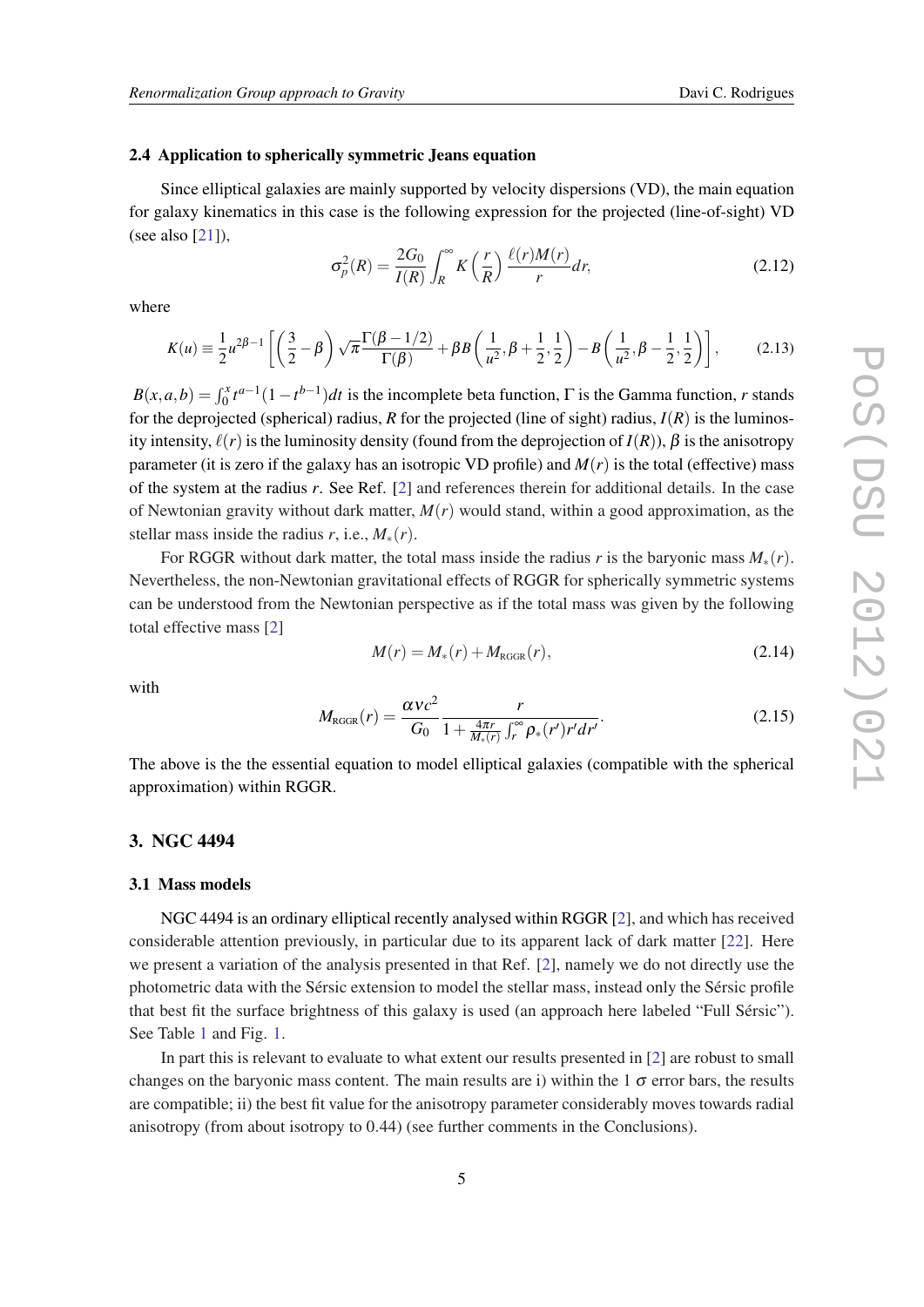### 2.4 Application to spherically symmetric Jeans equation

Since elliptical galaxies are mainly supported by velocity dispersions (VD), the main equation for galaxy kinematics in this case is the following expression for the projected (line-of-sight) VD (see also [21]),

$$\sigma_p^2(R) = \frac{2G_0}{I(R)} \int_R^\infty K\left(\frac{r}{R}\right) \frac{\ell(r)M(r)}{r} dr, \tag{2.12}$$

where

$$K(u) \equiv \frac{1}{2} u^{2\beta-1} \left[ \left(\frac{3}{2} - \beta\right) \sqrt{\pi} \frac{\Gamma(\beta - 1/2)}{\Gamma(\beta)} + \beta B\left(\frac{1}{u^2}, \beta + \frac{1}{2}, \frac{1}{2}\right) - B\left(\frac{1}{u^2}, \beta - \frac{1}{2}, \frac{1}{2}\right) \right], \tag{2.13}$$

$B(x,a,b) = \int_0^x t^{a-1}(1-t^{b-1})dt$ is the incomplete beta function, $\Gamma$ is the Gamma function, $r$ stands for the deprojected (spherical) radius, $R$ for the projected (line of sight) radius, $I(R)$ is the luminosity intensity, $\ell(r)$ is the luminosity density (found from the deprojection of $I(R)$), $\beta$ is the anisotropy parameter (it is zero if the galaxy has an isotropic VD profile) and $M(r)$ is the total (effective) mass of the system at the radius $r$. See Ref. [2] and references therein for additional details. In the case of Newtonian gravity without dark matter, $M(r)$ would stand, within a good approximation, as the stellar mass inside the radius $r$, i.e., $M_*(r)$.

For RGGR without dark matter, the total mass inside the radius $r$ is the baryonic mass $M_*(r)$. Nevertheless, the non-Newtonian gravitational effects of RGGR for spherically symmetric systems can be understood from the Newtonian perspective as if the total mass was given by the following total effective mass [2]

$$M(r) = M_*(r) + M_{\text{RGGR}}(r), \tag{2.14}$$

with

$$M_{\text{RGGR}}(r) = \frac{\alpha \nu c^2}{G_0} \frac{r}{1 + \frac{4\pi r}{M_*(r)} \int_r^\infty \rho_*(r') r' dr'}. \tag{2.15}$$

The above is the the essential equation to model elliptical galaxies (compatible with the spherical approximation) within RGGR.

## 3. NGC 4494

### 3.1 Mass models

NGC 4494 is an ordinary elliptical recently analysed within RGGR [2], and which has received considerable attention previously, in particular due to its apparent lack of dark matter [22]. Here we present a variation of the analysis presented in that Ref. [2], namely we do not directly use the photometric data with the Sérsic extension to model the stellar mass, instead only the Sérsic profile that best fit the surface brightness of this galaxy is used (an approach here labeled "Full Sérsic"). See Table 1 and Fig. 1.

In part this is relevant to evaluate to what extent our results presented in [2] are robust to small changes on the baryonic mass content. The main results are i) within the 1 $\sigma$ error bars, the results are compatible; ii) the best fit value for the anisotropy parameter considerably moves towards radial anisotropy (from about isotropy to 0.44) (see further comments in the Conclusions).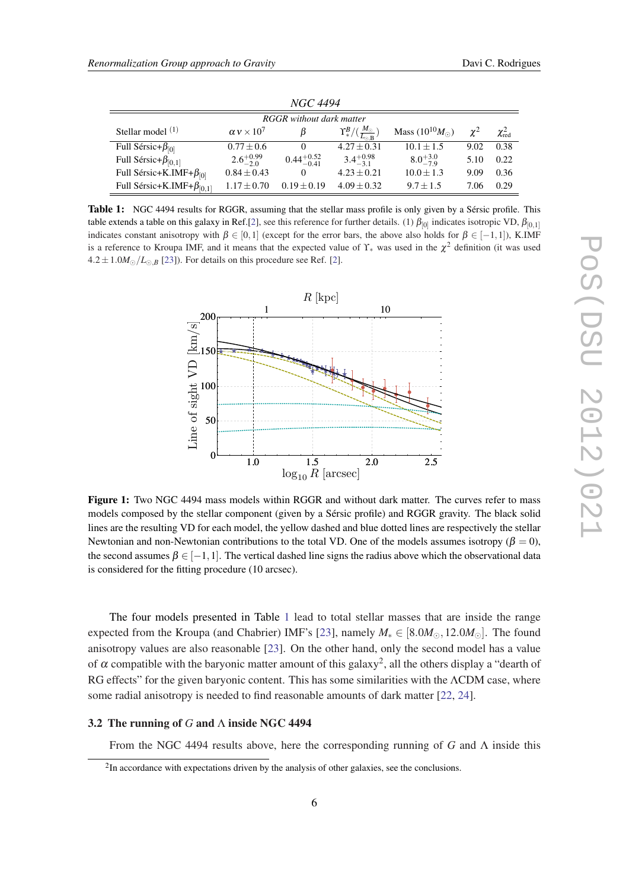*NGC 4494*

| *RGGR without dark matter* | | | | | | |
|---|---|---|---|---|---|---|
| Stellar model [(1)] | $\alpha\,\nu \times 10^7$ | $\beta$ | $\Upsilon^B_*/(\frac{M_\odot}{L_{\odot,\mathrm{B}}})$ | Mass ($10^{10} M_\odot$) | $\chi^2$ | $\chi^2_{\mathrm{red}}$ |
| Full Sérsic+$\beta_{[0]}$ | $0.77 \pm 0.6$ | 0 | $4.27 \pm 0.31$ | $10.1 \pm 1.5$ | 9.02 | 0.38 |
| Full Sérsic+$\beta_{[0,1]}$ | $2.6^{+0.99}_{-2.0}$ | $0.44^{+0.52}_{-0.41}$ | $3.4^{+0.98}_{-3.1}$ | $8.0^{+3.0}_{-7.9}$ | 5.10 | 0.22 |
| Full Sérsic+K.IMF+$\beta_{[0]}$ | $0.84 \pm 0.43$ | 0 | $4.23 \pm 0.21$ | $10.0 \pm 1.3$ | 9.09 | 0.36 |
| Full Sérsic+K.IMF+$\beta_{[0,1]}$ | $1.17 \pm 0.70$ | $0.19 \pm 0.19$ | $4.09 \pm 0.32$ | $9.7 \pm 1.5$ | 7.06 | 0.29 |

**Table 1:** NGC 4494 results for RGGR, assuming that the stellar mass profile is only given by a Sérsic profile. This table extends a table on this galaxy in Ref.[2], see this reference for further details. (1) $\beta_{[0]}$ indicates isotropic VD, $\beta_{[0,1]}$ indicates constant anisotropy with $\beta \in [0,1]$ (except for the error bars, the above also holds for $\beta \in [-1,1]$), K.IMF is a reference to Kroupa IMF, and it means that the expected value of $\Upsilon_*$ was used in the $\chi^2$ definition (it was used $4.2 \pm 1.0 M_\odot/L_{\odot,B}$ [23]). For details on this procedure see Ref. [2].

**Figure 1:** Two NGC 4494 mass models within RGGR and without dark matter. The curves refer to mass models composed by the stellar component (given by a Sérsic profile) and RGGR gravity. The black solid lines are the resulting VD for each model, the yellow dashed and blue dotted lines are respectively the stellar Newtonian and non-Newtonian contributions to the total VD. One of the models assumes isotropy ($\beta = 0$), the second assumes $\beta \in [-1,1]$. The vertical dashed line signs the radius above which the observational data is considered for the fitting procedure (10 arcsec).

The four models presented in Table 1 lead to total stellar masses that are inside the range expected from the Kroupa (and Chabrier) IMF's [23], namely $M_* \in [8.0M_\odot, 12.0M_\odot]$. The found anisotropy values are also reasonable [23]. On the other hand, only the second model has a value of $\alpha$ compatible with the baryonic matter amount of this galaxy[2], all the others display a "dearth of RG effects" for the given baryonic content. This has some similarities with the $\Lambda$CDM case, where some radial anisotropy is needed to find reasonable amounts of dark matter [22, 24].

### 3.2 The running of $G$ and $\Lambda$ inside NGC 4494

From the NGC 4494 results above, here the corresponding running of $G$ and $\Lambda$ inside this

[2] In accordance with expectations driven by the analysis of other galaxies, see the conclusions.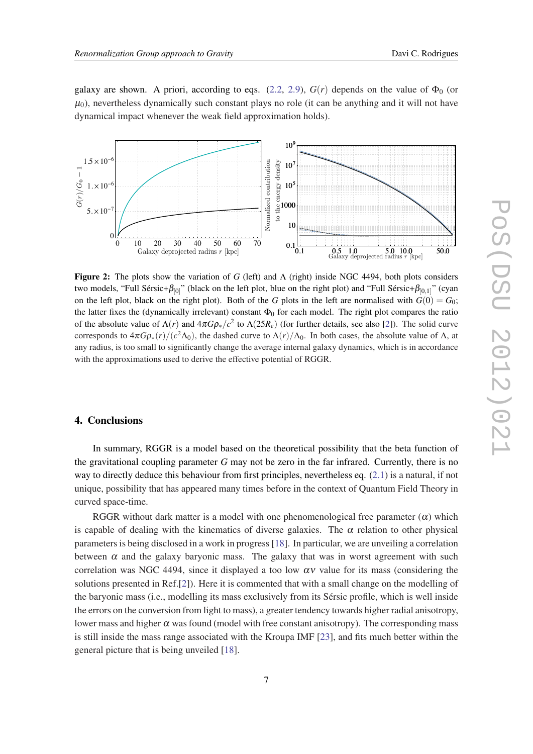galaxy are shown. A priori, according to eqs. (2.2, 2.9), $G(r)$ depends on the value of $\Phi_0$ (or $\mu_0$), nevertheless dynamically such constant plays no role (it can be anything and it will not have dynamical impact whenever the weak field approximation holds).

**Figure 2:** The plots show the variation of $G$ (left) and $\Lambda$ (right) inside NGC 4494, both plots considers two models, "Full Sérsic+$\beta_{[0]}$" (black on the left plot, blue on the right plot) and "Full Sérsic+$\beta_{[0,1]}$" (cyan on the left plot, black on the right plot). Both of the $G$ plots in the left are normalised with $G(0) = G_0$; the latter fixes the (dynamically irrelevant) constant $\Phi_0$ for each model. The right plot compares the ratio of the absolute value of $\Lambda(r)$ and $4\pi G\rho_*/c^2$ to $\Lambda(25R_e)$ (for further details, see also [2]). The solid curve corresponds to $4\pi G\rho_*(r)/(c^2\Lambda_0)$, the dashed curve to $\Lambda(r)/\Lambda_0$. In both cases, the absolute value of $\Lambda$, at any radius, is too small to significantly change the average internal galaxy dynamics, which is in accordance with the approximations used to derive the effective potential of RGGR.

## 4. Conclusions

In summary, RGGR is a model based on the theoretical possibility that the beta function of the gravitational coupling parameter $G$ may not be zero in the far infrared. Currently, there is no way to directly deduce this behaviour from first principles, nevertheless eq. (2.1) is a natural, if not unique, possibility that has appeared many times before in the context of Quantum Field Theory in curved space-time.

RGGR without dark matter is a model with one phenomenological free parameter ($\alpha$) which is capable of dealing with the kinematics of diverse galaxies. The $\alpha$ relation to other physical parameters is being disclosed in a work in progress [18]. In particular, we are unveiling a correlation between $\alpha$ and the galaxy baryonic mass. The galaxy that was in worst agreement with such correlation was NGC 4494, since it displayed a too low $\alpha\nu$ value for its mass (considering the solutions presented in Ref.[2]). Here it is commented that with a small change on the modelling of the baryonic mass (i.e., modelling its mass exclusively from its Sérsic profile, which is well inside the errors on the conversion from light to mass), a greater tendency towards higher radial anisotropy, lower mass and higher $\alpha$ was found (model with free constant anisotropy). The corresponding mass is still inside the mass range associated with the Kroupa IMF [23], and fits much better within the general picture that is being unveiled [18].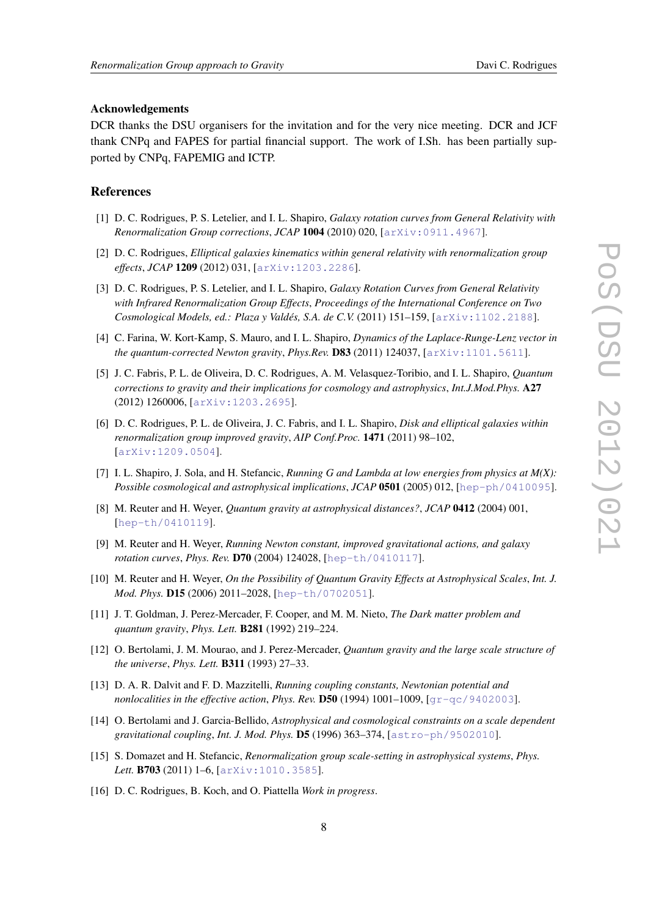### Acknowledgements

DCR thanks the DSU organisers for the invitation and for the very nice meeting. DCR and JCF thank CNPq and FAPES for partial financial support. The work of I.Sh. has been partially supported by CNPq, FAPEMIG and ICTP.

### References

[1] D. C. Rodrigues, P. S. Letelier, and I. L. Shapiro, *Galaxy rotation curves from General Relativity with Renormalization Group corrections*, *JCAP* **1004** (2010) 020, [arXiv:0911.4967].

[2] D. C. Rodrigues, *Elliptical galaxies kinematics within general relativity with renormalization group effects*, *JCAP* **1209** (2012) 031, [arXiv:1203.2286].

[3] D. C. Rodrigues, P. S. Letelier, and I. L. Shapiro, *Galaxy Rotation Curves from General Relativity with Infrared Renormalization Group Effects*, *Proceedings of the International Conference on Two Cosmological Models, ed.: Plaza y Valdés, S.A. de C.V.* (2011) 151–159, [arXiv:1102.2188].

[4] C. Farina, W. Kort-Kamp, S. Mauro, and I. L. Shapiro, *Dynamics of the Laplace-Runge-Lenz vector in the quantum-corrected Newton gravity*, *Phys.Rev.* **D83** (2011) 124037, [arXiv:1101.5611].

[5] J. C. Fabris, P. L. de Oliveira, D. C. Rodrigues, A. M. Velasquez-Toribio, and I. L. Shapiro, *Quantum corrections to gravity and their implications for cosmology and astrophysics*, *Int.J.Mod.Phys.* **A27** (2012) 1260006, [arXiv:1203.2695].

[6] D. C. Rodrigues, P. L. de Oliveira, J. C. Fabris, and I. L. Shapiro, *Disk and elliptical galaxies within renormalization group improved gravity*, *AIP Conf.Proc.* **1471** (2011) 98–102, [arXiv:1209.0504].

[7] I. L. Shapiro, J. Sola, and H. Stefancic, *Running G and Lambda at low energies from physics at M(X): Possible cosmological and astrophysical implications*, *JCAP* **0501** (2005) 012, [hep-ph/0410095].

[8] M. Reuter and H. Weyer, *Quantum gravity at astrophysical distances?*, *JCAP* **0412** (2004) 001, [hep-th/0410119].

[9] M. Reuter and H. Weyer, *Running Newton constant, improved gravitational actions, and galaxy rotation curves*, *Phys. Rev.* **D70** (2004) 124028, [hep-th/0410117].

[10] M. Reuter and H. Weyer, *On the Possibility of Quantum Gravity Effects at Astrophysical Scales*, *Int. J. Mod. Phys.* **D15** (2006) 2011–2028, [hep-th/0702051].

[11] J. T. Goldman, J. Perez-Mercader, F. Cooper, and M. M. Nieto, *The Dark matter problem and quantum gravity*, *Phys. Lett.* **B281** (1992) 219–224.

[12] O. Bertolami, J. M. Mourao, and J. Perez-Mercader, *Quantum gravity and the large scale structure of the universe*, *Phys. Lett.* **B311** (1993) 27–33.

[13] D. A. R. Dalvit and F. D. Mazzitelli, *Running coupling constants, Newtonian potential and nonlocalities in the effective action*, *Phys. Rev.* **D50** (1994) 1001–1009, [gr-qc/9402003].

[14] O. Bertolami and J. Garcia-Bellido, *Astrophysical and cosmological constraints on a scale dependent gravitational coupling*, *Int. J. Mod. Phys.* **D5** (1996) 363–374, [astro-ph/9502010].

[15] S. Domazet and H. Stefancic, *Renormalization group scale-setting in astrophysical systems*, *Phys. Lett.* **B703** (2011) 1–6, [arXiv:1010.3585].

[16] D. C. Rodrigues, B. Koch, and O. Piattella *Work in progress*.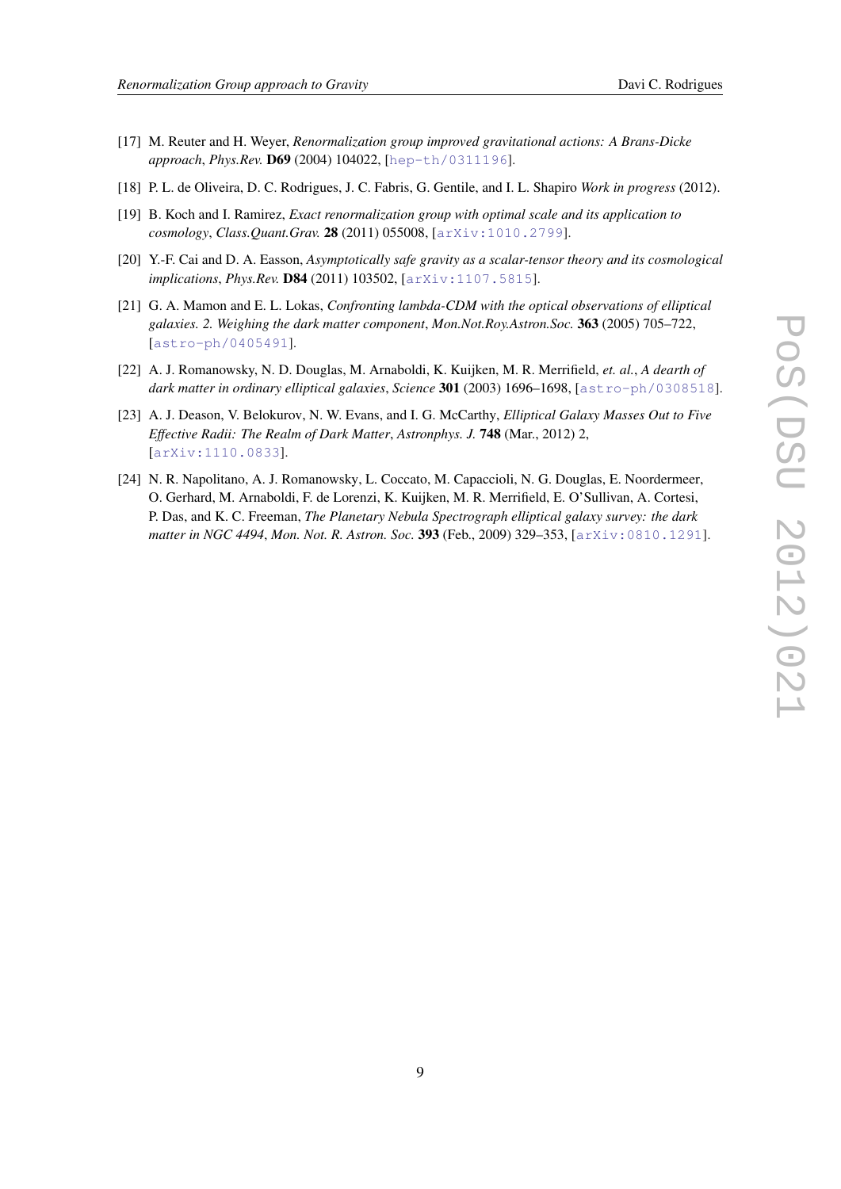[17] M. Reuter and H. Weyer, *Renormalization group improved gravitational actions: A Brans-Dicke approach*, *Phys.Rev.* **D69** (2004) 104022, [hep-th/0311196].

[18] P. L. de Oliveira, D. C. Rodrigues, J. C. Fabris, G. Gentile, and I. L. Shapiro *Work in progress* (2012).

[19] B. Koch and I. Ramirez, *Exact renormalization group with optimal scale and its application to cosmology*, *Class.Quant.Grav.* **28** (2011) 055008, [arXiv:1010.2799].

[20] Y.-F. Cai and D. A. Easson, *Asymptotically safe gravity as a scalar-tensor theory and its cosmological implications*, *Phys.Rev.* **D84** (2011) 103502, [arXiv:1107.5815].

[21] G. A. Mamon and E. L. Lokas, *Confronting lambda-CDM with the optical observations of elliptical galaxies. 2. Weighing the dark matter component*, *Mon.Not.Roy.Astron.Soc.* **363** (2005) 705–722, [astro-ph/0405491].

[22] A. J. Romanowsky, N. D. Douglas, M. Arnaboldi, K. Kuijken, M. R. Merrifield, *et. al.*, *A dearth of dark matter in ordinary elliptical galaxies*, *Science* **301** (2003) 1696–1698, [astro-ph/0308518].

[23] A. J. Deason, V. Belokurov, N. W. Evans, and I. G. McCarthy, *Elliptical Galaxy Masses Out to Five Effective Radii: The Realm of Dark Matter*, *Astronphys. J.* **748** (Mar., 2012) 2, [arXiv:1110.0833].

[24] N. R. Napolitano, A. J. Romanowsky, L. Coccato, M. Capaccioli, N. G. Douglas, E. Noordermeer, O. Gerhard, M. Arnaboldi, F. de Lorenzi, K. Kuijken, M. R. Merrifield, E. O'Sullivan, A. Cortesi, P. Das, and K. C. Freeman, *The Planetary Nebula Spectrograph elliptical galaxy survey: the dark matter in NGC 4494*, *Mon. Not. R. Astron. Soc.* **393** (Feb., 2009) 329–353, [arXiv:0810.1291].